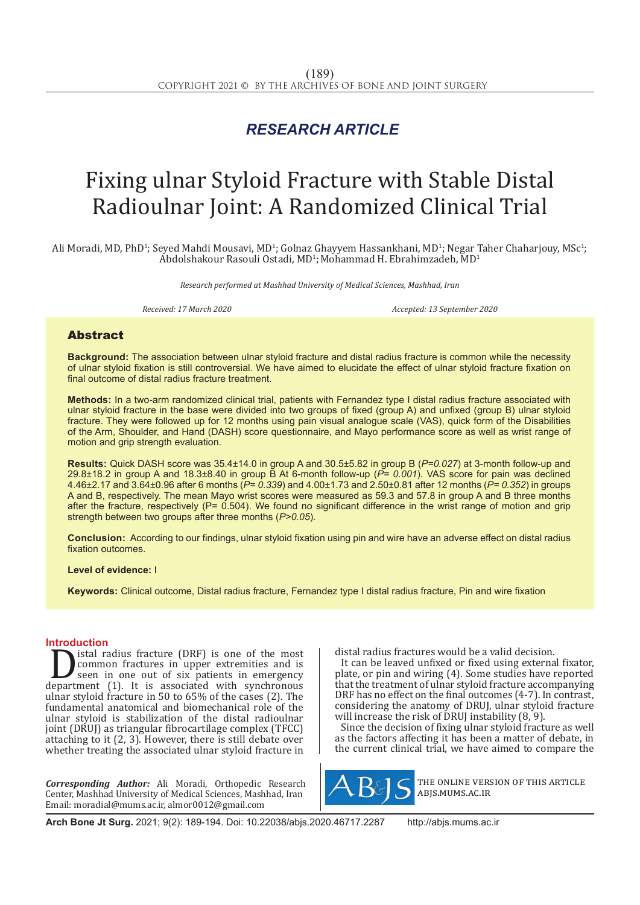RESEARCH ARTICLE

# Fixing ulnar Styloid Fracture with Stable Distal Radioulnar Joint: A Randomized Clinical Trial

Ali Moradi, MD, PhD[1]; Seyed Mahdi Mousavi, MD[1]; Golnaz Ghayyem Hassankhani, MD[1]; Negar Taher Chaharjouy, MSc[1]; Abdolshakour Rasouli Ostadi, MD[1]; Mohammad H. Ebrahimzadeh, MD[1]

*Research performed at Mashhad University of Medical Sciences, Mashhad, Iran*

*Received: 17 March 2020* *Accepted: 13 September 2020*

## Abstract

**Background:** The association between ulnar styloid fracture and distal radius fracture is common while the necessity of ulnar styloid fixation is still controversial. We have aimed to elucidate the effect of ulnar styloid fracture fixation on final outcome of distal radius fracture treatment.

**Methods:** In a two-arm randomized clinical trial, patients with Fernandez type I distal radius fracture associated with ulnar styloid fracture in the base were divided into two groups of fixed (group A) and unfixed (group B) ulnar styloid fracture. They were followed up for 12 months using pain visual analogue scale (VAS), quick form of the Disabilities of the Arm, Shoulder, and Hand (DASH) score questionnaire, and Mayo performance score as well as wrist range of motion and grip strength evaluation.

**Results:** Quick DASH score was 35.4±14.0 in group A and 30.5±5.82 in group B (*P=0.027*) at 3-month follow-up and 29.8±18.2 in group A and 18.3±8.40 in group B At 6-month follow-up (*P= 0.001*). VAS score for pain was declined 4.46±2.17 and 3.64±0.96 after 6 months (*P= 0.339*) and 4.00±1.73 and 2.50±0.81 after 12 months (*P= 0.352*) in groups A and B, respectively. The mean Mayo wrist scores were measured as 59.3 and 57.8 in group A and B three months after the fracture, respectively (P= 0.504). We found no significant difference in the wrist range of motion and grip strength between two groups after three months (*P>0.05*).

**Conclusion:** According to our findings, ulnar styloid fixation using pin and wire have an adverse effect on distal radius fixation outcomes.

**Level of evidence:** I

**Keywords:** Clinical outcome, Distal radius fracture, Fernandez type I distal radius fracture, Pin and wire fixation

## Introduction

Distal radius fracture (DRF) is one of the most common fractures in upper extremities and is seen in one out of six patients in emergency department (1). It is associated with synchronous ulnar styloid fracture in 50 to 65% of the cases (2). The fundamental anatomical and biomechanical role of the ulnar styloid is stabilization of the distal radioulnar joint (DRUJ) as triangular fibrocartilage complex (TFCC) attaching to it (2, 3). However, there is still debate over whether treating the associated ulnar styloid fracture in distal radius fractures would be a valid decision.

It can be leaved unfixed or fixed using external fixator, plate, or pin and wiring (4). Some studies have reported that the treatment of ulnar styloid fracture accompanying DRF has no effect on the final outcomes (4-7). In contrast, considering the anatomy of DRUJ, ulnar styloid fracture will increase the risk of DRUJ instability (8, 9).

Since the decision of fixing ulnar styloid fracture as well as the factors affecting it has been a matter of debate, in the current clinical trial, we have aimed to compare the

***Corresponding Author:*** Ali Moradi, Orthopedic Research Center, Mashhad University of Medical Sciences, Mashhad, Iran
Email: moradial@mums.ac.ir, almor0012@gmail.com

THE ONLINE VERSION OF THIS ARTICLE ABJS.MUMS.AC.IR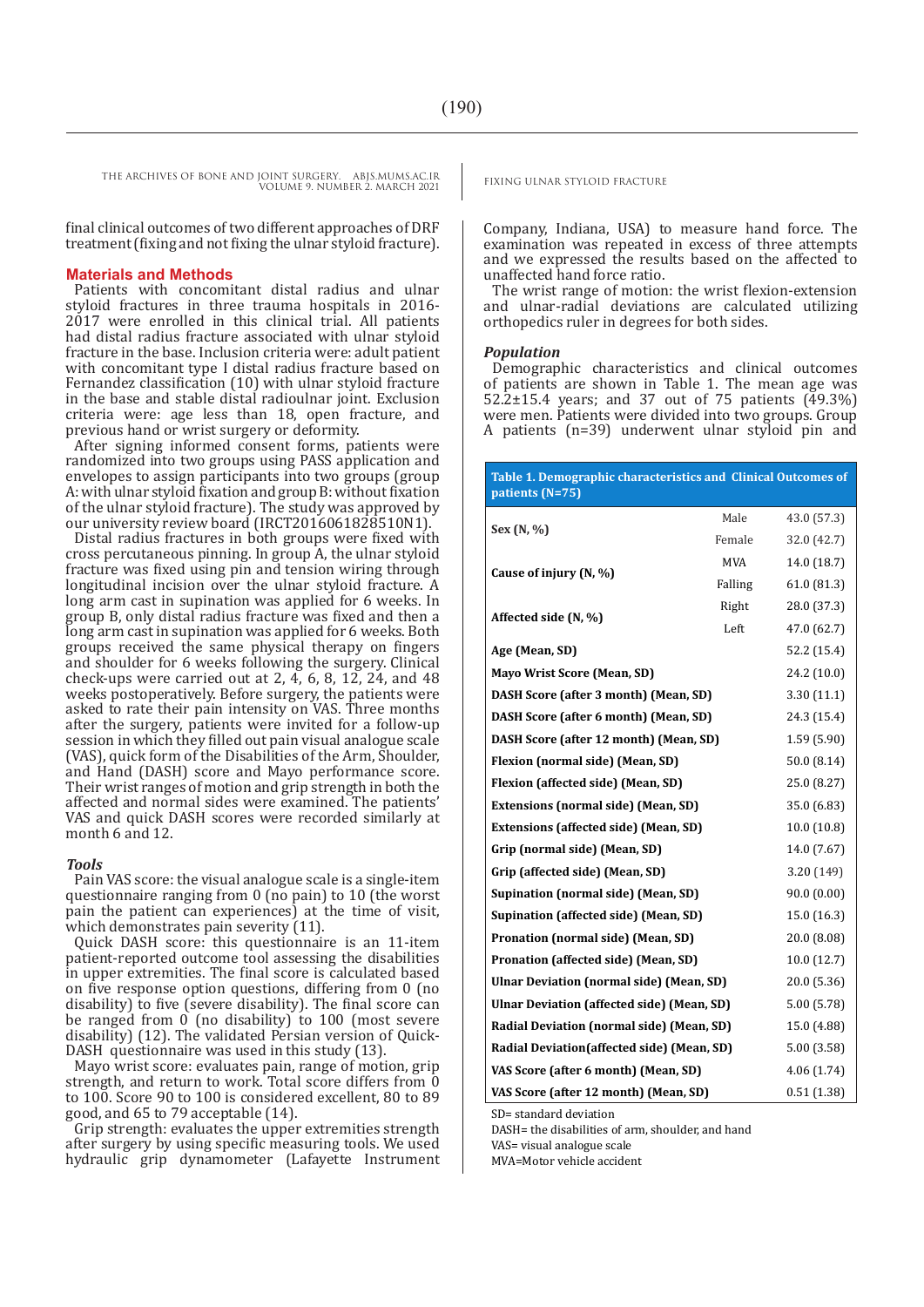final clinical outcomes of two different approaches of DRF treatment (fixing and not fixing the ulnar styloid fracture).

## Materials and Methods

Patients with concomitant distal radius and ulnar styloid fractures in three trauma hospitals in 2016-2017 were enrolled in this clinical trial. All patients had distal radius fracture associated with ulnar styloid fracture in the base. Inclusion criteria were: adult patient with concomitant type I distal radius fracture based on Fernandez classification (10) with ulnar styloid fracture in the base and stable distal radioulnar joint. Exclusion criteria were: age less than 18, open fracture, and previous hand or wrist surgery or deformity.

After signing informed consent forms, patients were randomized into two groups using PASS application and envelopes to assign participants into two groups (group A: with ulnar styloid fixation and group B: without fixation of the ulnar styloid fracture). The study was approved by our university review board (IRCT2016061828510N1).

Distal radius fractures in both groups were fixed with cross percutaneous pinning. In group A, the ulnar styloid fracture was fixed using pin and tension wiring through longitudinal incision over the ulnar styloid fracture. A long arm cast in supination was applied for 6 weeks. In group B, only distal radius fracture was fixed and then a long arm cast in supination was applied for 6 weeks. Both groups received the same physical therapy on fingers and shoulder for 6 weeks following the surgery. Clinical check-ups were carried out at 2, 4, 6, 8, 12, 24, and 48 weeks postoperatively. Before surgery, the patients were asked to rate their pain intensity on VAS. Three months after the surgery, patients were invited for a follow-up session in which they filled out pain visual analogue scale (VAS), quick form of the Disabilities of the Arm, Shoulder, and Hand (DASH) score and Mayo performance score. Their wrist ranges of motion and grip strength in both the affected and normal sides were examined. The patients' VAS and quick DASH scores were recorded similarly at month 6 and 12.

### *Tools*

Pain VAS score: the visual analogue scale is a single-item questionnaire ranging from 0 (no pain) to 10 (the worst pain the patient can experiences) at the time of visit, which demonstrates pain severity (11).

Quick DASH score: this questionnaire is an 11-item patient-reported outcome tool assessing the disabilities in upper extremities. The final score is calculated based on five response option questions, differing from 0 (no disability) to five (severe disability). The final score can be ranged from 0 (no disability) to 100 (most severe disability) (12). The validated Persian version of Quick-DASH questionnaire was used in this study (13).

Mayo wrist score: evaluates pain, range of motion, grip strength, and return to work. Total score differs from 0 to 100. Score 90 to 100 is considered excellent, 80 to 89 good, and 65 to 79 acceptable (14).

Grip strength: evaluates the upper extremities strength after surgery by using specific measuring tools. We used hydraulic grip dynamometer (Lafayette Instrument Company, Indiana, USA) to measure hand force. The examination was repeated in excess of three attempts and we expressed the results based on the affected to unaffected hand force ratio.

The wrist range of motion: the wrist flexion-extension and ulnar-radial deviations are calculated utilizing orthopedics ruler in degrees for both sides.

### *Population*

Demographic characteristics and clinical outcomes of patients are shown in Table 1. The mean age was 52.2±15.4 years; and 37 out of 75 patients (49.3%) were men. Patients were divided into two groups. Group A patients (n=39) underwent ulnar styloid pin and

**Table 1. Demographic characteristics and Clinical Outcomes of patients (N=75)**

| | | |
|---|---|---|
| **Sex (N, %)** | Male | 43.0 (57.3) |
| | Female | 32.0 (42.7) |
| **Cause of injury (N, %)** | MVA | 14.0 (18.7) |
| | Falling | 61.0 (81.3) |
| **Affected side (N, %)** | Right | 28.0 (37.3) |
| | Left | 47.0 (62.7) |
| **Age (Mean, SD)** | | 52.2 (15.4) |
| **Mayo Wrist Score (Mean, SD)** | | 24.2 (10.0) |
| **DASH Score (after 3 month) (Mean, SD)** | | 3.30 (11.1) |
| **DASH Score (after 6 month) (Mean, SD)** | | 24.3 (15.4) |
| **DASH Score (after 12 month) (Mean, SD)** | | 1.59 (5.90) |
| **Flexion (normal side) (Mean, SD)** | | 50.0 (8.14) |
| **Flexion (affected side) (Mean, SD)** | | 25.0 (8.27) |
| **Extensions (normal side) (Mean, SD)** | | 35.0 (6.83) |
| **Extensions (affected side) (Mean, SD)** | | 10.0 (10.8) |
| **Grip (normal side) (Mean, SD)** | | 14.0 (7.67) |
| **Grip (affected side) (Mean, SD)** | | 3.20 (149) |
| **Supination (normal side) (Mean, SD)** | | 90.0 (0.00) |
| **Supination (affected side) (Mean, SD)** | | 15.0 (16.3) |
| **Pronation (normal side) (Mean, SD)** | | 20.0 (8.08) |
| **Pronation (affected side) (Mean, SD)** | | 10.0 (12.7) |
| **Ulnar Deviation (normal side) (Mean, SD)** | | 20.0 (5.36) |
| **Ulnar Deviation (affected side) (Mean, SD)** | | 5.00 (5.78) |
| **Radial Deviation (normal side) (Mean, SD)** | | 15.0 (4.88) |
| **Radial Deviation(affected side) (Mean, SD)** | | 5.00 (3.58) |
| **VAS Score (after 6 month) (Mean, SD)** | | 4.06 (1.74) |
| **VAS Score (after 12 month) (Mean, SD)** | | 0.51 (1.38) |

SD= standard deviation
DASH= the disabilities of arm, shoulder, and hand
VAS= visual analogue scale
MVA=Motor vehicle accident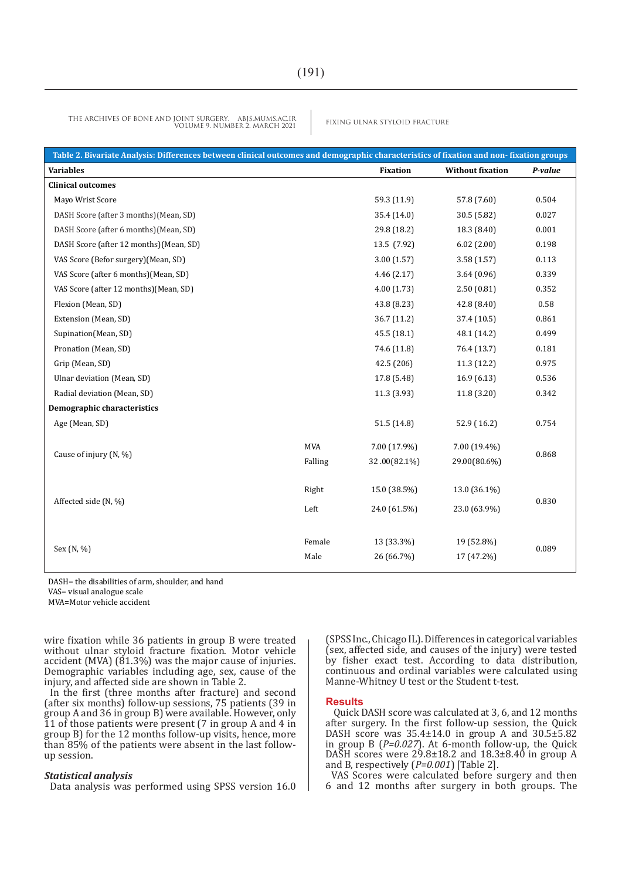**Table 2. Bivariate Analysis: Differences between clinical outcomes and demographic characteristics of fixation and non- fixation groups**

| Variables | | Fixation | Without fixation | *P-value* |
|---|---|---|---|---|
| **Clinical outcomes** | | | | |
| Mayo Wrist Score | | 59.3 (11.9) | 57.8 (7.60) | 0.504 |
| DASH Score (after 3 months)(Mean, SD) | | 35.4 (14.0) | 30.5 (5.82) | 0.027 |
| DASH Score (after 6 months)(Mean, SD) | | 29.8 (18.2) | 18.3 (8.40) | 0.001 |
| DASH Score (after 12 months)(Mean, SD) | | 13.5 (7.92) | 6.02 (2.00) | 0.198 |
| VAS Score (Befor surgery)(Mean, SD) | | 3.00 (1.57) | 3.58 (1.57) | 0.113 |
| VAS Score (after 6 months)(Mean, SD) | | 4.46 (2.17) | 3.64 (0.96) | 0.339 |
| VAS Score (after 12 months)(Mean, SD) | | 4.00 (1.73) | 2.50 (0.81) | 0.352 |
| Flexion (Mean, SD) | | 43.8 (8.23) | 42.8 (8.40) | 0.58 |
| Extension (Mean, SD) | | 36.7 (11.2) | 37.4 (10.5) | 0.861 |
| Supination(Mean, SD) | | 45.5 (18.1) | 48.1 (14.2) | 0.499 |
| Pronation (Mean, SD) | | 74.6 (11.8) | 76.4 (13.7) | 0.181 |
| Grip (Mean, SD) | | 42.5 (206) | 11.3 (12.2) | 0.975 |
| Ulnar deviation (Mean, SD) | | 17.8 (5.48) | 16.9 (6.13) | 0.536 |
| Radial deviation (Mean, SD) | | 11.3 (3.93) | 11.8 (3.20) | 0.342 |
| **Demographic characteristics** | | | | |
| Age (Mean, SD) | | 51.5 (14.8) | 52.9 ( 16.2) | 0.754 |
| Cause of injury (N, %) | MVA | 7.00 (17.9%) | 7.00 (19.4%) | 0.868 |
| | Falling | 32 .00(82.1%) | 29.00(80.6%) | |
| Affected side (N, %) | Right | 15.0 (38.5%) | 13.0 (36.1%) | 0.830 |
| | Left | 24.0 (61.5%) | 23.0 (63.9%) | |
| Sex (N, %) | Female | 13 (33.3%) | 19 (52.8%) | 0.089 |
| | Male | 26 (66.7%) | 17 (47.2%) | |

DASH= the disabilities of arm, shoulder, and hand
VAS= visual analogue scale
MVA=Motor vehicle accident

wire fixation while 36 patients in group B were treated without ulnar styloid fracture fixation. Motor vehicle accident (MVA) (81.3%) was the major cause of injuries. Demographic variables including age, sex, cause of the injury, and affected side are shown in Table 2.

In the first (three months after fracture) and second (after six months) follow-up sessions, 75 patients (39 in group A and 36 in group B) were available. However, only 11 of those patients were present (7 in group A and 4 in group B) for the 12 months follow-up visits, hence, more than 85% of the patients were absent in the last follow-up session.

### *Statistical analysis*

Data analysis was performed using SPSS version 16.0 (SPSS Inc., Chicago IL). Differences in categorical variables (sex, affected side, and causes of the injury) were tested by fisher exact test. According to data distribution, continuous and ordinal variables were calculated using Manne-Whitney U test or the Student t-test.

## Results

Quick DASH score was calculated at 3, 6, and 12 months after surgery. In the first follow-up session, the Quick DASH score was 35.4±14.0 in group A and 30.5±5.82 in group B (*P=0.027*). At 6-month follow-up, the Quick DASH scores were 29.8±18.2 and 18.3±8.40 in group A and B, respectively (*P=0.001*) [Table 2].

VAS Scores were calculated before surgery and then 6 and 12 months after surgery in both groups. The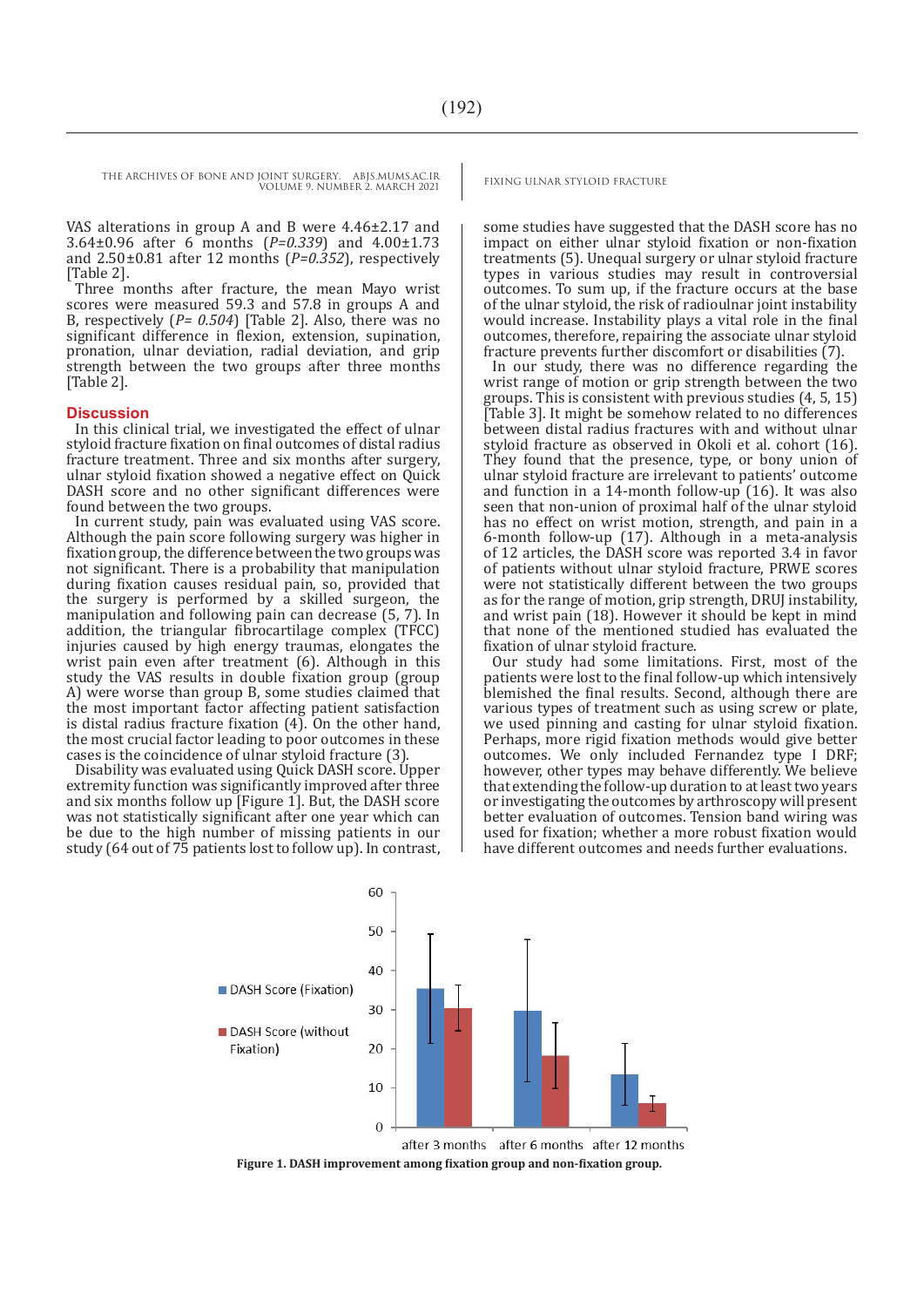VAS alterations in group A and B were 4.46±2.17 and 3.64±0.96 after 6 months (*P=0.339*) and 4.00±1.73 and 2.50±0.81 after 12 months (*P=0.352*), respectively [Table 2].

Three months after fracture, the mean Mayo wrist scores were measured 59.3 and 57.8 in groups A and B, respectively (*P= 0.504*) [Table 2]. Also, there was no significant difference in flexion, extension, supination, pronation, ulnar deviation, radial deviation, and grip strength between the two groups after three months [Table 2].

## Discussion

In this clinical trial, we investigated the effect of ulnar styloid fracture fixation on final outcomes of distal radius fracture treatment. Three and six months after surgery, ulnar styloid fixation showed a negative effect on Quick DASH score and no other significant differences were found between the two groups.

In current study, pain was evaluated using VAS score. Although the pain score following surgery was higher in fixation group, the difference between the two groups was not significant. There is a probability that manipulation during fixation causes residual pain, so, provided that the surgery is performed by a skilled surgeon, the manipulation and following pain can decrease (5, 7). In addition, the triangular fibrocartilage complex (TFCC) injuries caused by high energy traumas, elongates the wrist pain even after treatment (6). Although in this study the VAS results in double fixation group (group A) were worse than group B, some studies claimed that the most important factor affecting patient satisfaction is distal radius fracture fixation (4). On the other hand, the most crucial factor leading to poor outcomes in these cases is the coincidence of ulnar styloid fracture (3).

Disability was evaluated using Quick DASH score. Upper extremity function was significantly improved after three and six months follow up [Figure 1]. But, the DASH score was not statistically significant after one year which can be due to the high number of missing patients in our study (64 out of 75 patients lost to follow up). In contrast, some studies have suggested that the DASH score has no impact on either ulnar styloid fixation or non-fixation treatments (5). Unequal surgery or ulnar styloid fracture types in various studies may result in controversial outcomes. To sum up, if the fracture occurs at the base of the ulnar styloid, the risk of radioulnar joint instability would increase. Instability plays a vital role in the final outcomes, therefore, repairing the associate ulnar styloid fracture prevents further discomfort or disabilities (7).

In our study, there was no difference regarding the wrist range of motion or grip strength between the two groups. This is consistent with previous studies (4, 5, 15) [Table 3]. It might be somehow related to no differences between distal radius fractures with and without ulnar styloid fracture as observed in Okoli et al. cohort (16). They found that the presence, type, or bony union of ulnar styloid fracture are irrelevant to patients' outcome and function in a 14-month follow-up (16). It was also seen that non-union of proximal half of the ulnar styloid has no effect on wrist motion, strength, and pain in a 6-month follow-up (17). Although in a meta-analysis of 12 articles, the DASH score was reported 3.4 in favor of patients without ulnar styloid fracture, PRWE scores were not statistically different between the two groups as for the range of motion, grip strength, DRUJ instability, and wrist pain (18). However it should be kept in mind that none of the mentioned studied has evaluated the fixation of ulnar styloid fracture.

Our study had some limitations. First, most of the patients were lost to the final follow-up which intensively blemished the final results. Second, although there are various types of treatment such as using screw or plate, we used pinning and casting for ulnar styloid fixation. Perhaps, more rigid fixation methods would give better outcomes. We only included Fernandez type I DRF; however, other types may behave differently. We believe that extending the follow-up duration to at least two years or investigating the outcomes by arthroscopy will present better evaluation of outcomes. Tension band wiring was used for fixation; whether a more robust fixation would have different outcomes and needs further evaluations.

**Figure 1. DASH improvement among fixation group and non-fixation group.**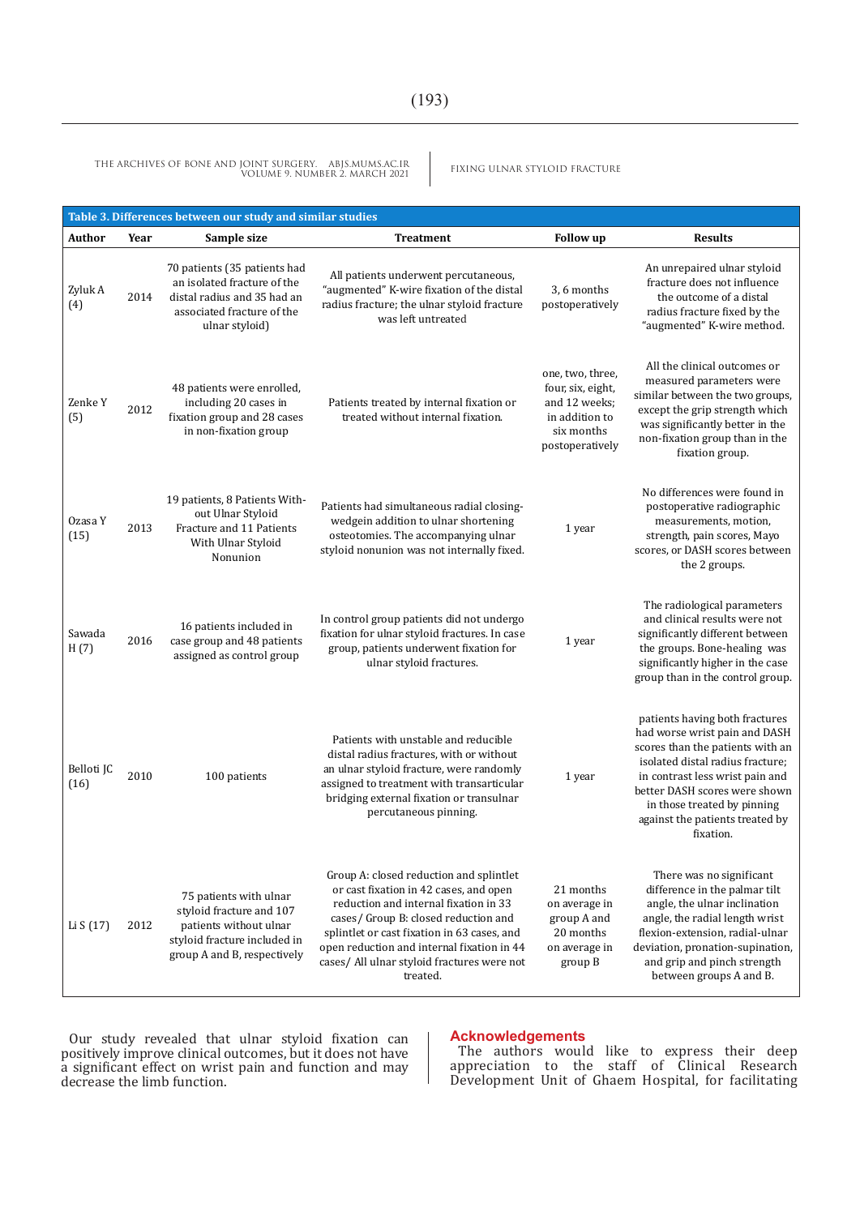**Table 3. Differences between our study and similar studies**

| Author | Year | Sample size | Treatment | Follow up | Results |
|---|---|---|---|---|---|
| Zyluk A (4) | 2014 | 70 patients (35 patients had an isolated fracture of the distal radius and 35 had an associated fracture of the ulnar styloid) | All patients underwent percutaneous, "augmented" K-wire fixation of the distal radius fracture; the ulnar styloid fracture was left untreated | 3, 6 months postoperatively | An unrepaired ulnar styloid fracture does not influence the outcome of a distal radius fracture fixed by the "augmented" K-wire method. |
| Zenke Y (5) | 2012 | 48 patients were enrolled, including 20 cases in fixation group and 28 cases in non-fixation group | Patients treated by internal fixation or treated without internal fixation. | one, two, three, four, six, eight, and 12 weeks; in addition to six months postoperatively | All the clinical outcomes or measured parameters were similar between the two groups, except the grip strength which was significantly better in the non-fixation group than in the fixation group. |
| Ozasa Y (15) | 2013 | 19 patients, 8 Patients Without Ulnar Styloid Fracture and 11 Patients With Ulnar Styloid Nonunion | Patients had simultaneous radial closing-wedgein addition to ulnar shortening osteotomies. The accompanying ulnar styloid nonunion was not internally fixed. | 1 year | No differences were found in postoperative radiographic measurements, motion, strength, pain scores, Mayo scores, or DASH scores between the 2 groups. |
| Sawada H (7) | 2016 | 16 patients included in case group and 48 patients assigned as control group | In control group patients did not undergo fixation for ulnar styloid fractures. In case group, patients underwent fixation for ulnar styloid fractures. | 1 year | The radiological parameters and clinical results were not significantly different between the groups. Bone-healing was significantly higher in the case group than in the control group. |
| Belloti JC (16) | 2010 | 100 patients | Patients with unstable and reducible distal radius fractures, with or without an ulnar styloid fracture, were randomly assigned to treatment with transarticular bridging external fixation or transulnar percutaneous pinning. | 1 year | patients having both fractures had worse wrist pain and DASH scores than the patients with an isolated distal radius fracture; in contrast less wrist pain and better DASH scores were shown in those treated by pinning against the patients treated by fixation. |
| Li S (17) | 2012 | 75 patients with ulnar styloid fracture and 107 patients without ulnar styloid fracture included in group A and B, respectively | Group A: closed reduction and splintlet or cast fixation in 42 cases, and open reduction and internal fixation in 33 cases/ Group B: closed reduction and splintlet or cast fixation in 63 cases, and open reduction and internal fixation in 44 cases/ All ulnar styloid fractures were not treated. | 21 months on average in group A and 20 months on average in group B | There was no significant difference in the palmar tilt angle, the ulnar inclination angle, the radial length wrist flexion-extension, radial-ulnar deviation, pronation-supination, and grip and pinch strength between groups A and B. |

Our study revealed that ulnar styloid fixation can positively improve clinical outcomes, but it does not have a significant effect on wrist pain and function and may decrease the limb function.

## Acknowledgements

The authors would like to express their deep appreciation to the staff of Clinical Research Development Unit of Ghaem Hospital, for facilitating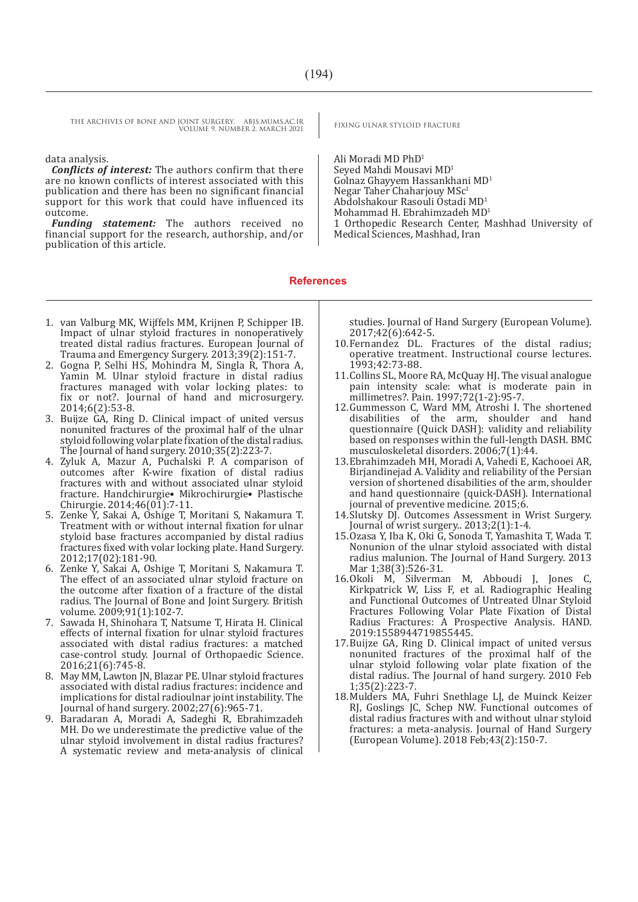data analysis.

***Conflicts of interest:*** The authors confirm that there are no known conflicts of interest associated with this publication and there has been no significant financial support for this work that could have influenced its outcome.

***Funding statement:*** The authors received no financial support for the research, authorship, and/or publication of this article.

Ali Moradi MD PhD[1]
Seyed Mahdi Mousavi MD[1]
Golnaz Ghayyem Hassankhani MD[1]
Negar Taher Chaharjouy MSc[1]
Abdolshakour Rasouli Ostadi MD[1]
Mohammad H. Ebrahimzadeh MD[1]
1 Orthopedic Research Center, Mashhad University of Medical Sciences, Mashhad, Iran

## References

1. van Valburg MK, Wijffels MM, Krijnen P, Schipper IB. Impact of ulnar styloid fractures in nonoperatively treated distal radius fractures. European Journal of Trauma and Emergency Surgery. 2013;39(2):151-7.
2. Gogna P, Selhi HS, Mohindra M, Singla R, Thora A, Yamin M. Ulnar styloid fracture in distal radius fractures managed with volar locking plates: to fix or not?. Journal of hand and microsurgery. 2014;6(2):53-8.
3. Buijze GA, Ring D. Clinical impact of united versus nonunited fractures of the proximal half of the ulnar styloid following volar plate fixation of the distal radius. The Journal of hand surgery. 2010;35(2):223-7.
4. Zyluk A, Mazur A, Puchalski P. A comparison of outcomes after K-wire fixation of distal radius fractures with and without associated ulnar styloid fracture. Handchirurgie• Mikrochirurgie• Plastische Chirurgie. 2014;46(01):7-11.
5. Zenke Y, Sakai A, Oshige T, Moritani S, Nakamura T. Treatment with or without internal fixation for ulnar styloid base fractures accompanied by distal radius fractures fixed with volar locking plate. Hand Surgery. 2012;17(02):181-90.
6. Zenke Y, Sakai A, Oshige T, Moritani S, Nakamura T. The effect of an associated ulnar styloid fracture on the outcome after fixation of a fracture of the distal radius. The Journal of Bone and Joint Surgery. British volume. 2009;91(1):102-7.
7. Sawada H, Shinohara T, Natsume T, Hirata H. Clinical effects of internal fixation for ulnar styloid fractures associated with distal radius fractures: a matched case-control study. Journal of Orthopaedic Science. 2016;21(6):745-8.
8. May MM, Lawton JN, Blazar PE. Ulnar styloid fractures associated with distal radius fractures: incidence and implications for distal radioulnar joint instability. The Journal of hand surgery. 2002;27(6):965-71.
9. Baradaran A, Moradi A, Sadeghi R, Ebrahimzadeh MH. Do we underestimate the predictive value of the ulnar styloid involvement in distal radius fractures? A systematic review and meta-analysis of clinical studies. Journal of Hand Surgery (European Volume). 2017;42(6):642-5.
10. Fernandez DL. Fractures of the distal radius; operative treatment. Instructional course lectures. 1993;42:73-88.
11. Collins SL, Moore RA, McQuay HJ. The visual analogue pain intensity scale: what is moderate pain in millimetres?. Pain. 1997;72(1-2):95-7.
12. Gummesson C, Ward MM, Atroshi I. The shortened disabilities of the arm, shoulder and hand questionnaire (Quick DASH): validity and reliability based on responses within the full-length DASH. BMC musculoskeletal disorders. 2006;7(1):44.
13. Ebrahimzadeh MH, Moradi A, Vahedi E, Kachooei AR, Birjandinejad A. Validity and reliability of the Persian version of shortened disabilities of the arm, shoulder and hand questionnaire (quick-DASH). International journal of preventive medicine. 2015;6.
14. Slutsky DJ. Outcomes Assessment in Wrist Surgery. Journal of wrist surgery.. 2013;2(1):1-4.
15. Ozasa Y, Iba K, Oki G, Sonoda T, Yamashita T, Wada T. Nonunion of the ulnar styloid associated with distal radius malunion. The Journal of Hand Surgery. 2013 Mar 1;38(3):526-31.
16. Okoli M, Silverman M, Abboudi J, Jones C, Kirkpatrick W, Liss F, et al. Radiographic Healing and Functional Outcomes of Untreated Ulnar Styloid Fractures Following Volar Plate Fixation of Distal Radius Fractures: A Prospective Analysis. HAND. 2019:1558944719855445.
17. Buijze GA, Ring D. Clinical impact of united versus nonunited fractures of the proximal half of the ulnar styloid following volar plate fixation of the distal radius. The Journal of hand surgery. 2010 Feb 1;35(2):223-7.
18. Mulders MA, Fuhri Snethlage LJ, de Muinck Keizer RJ, Goslings JC, Schep NW. Functional outcomes of distal radius fractures with and without ulnar styloid fractures: a meta-analysis. Journal of Hand Surgery (European Volume). 2018 Feb;43(2):150-7.